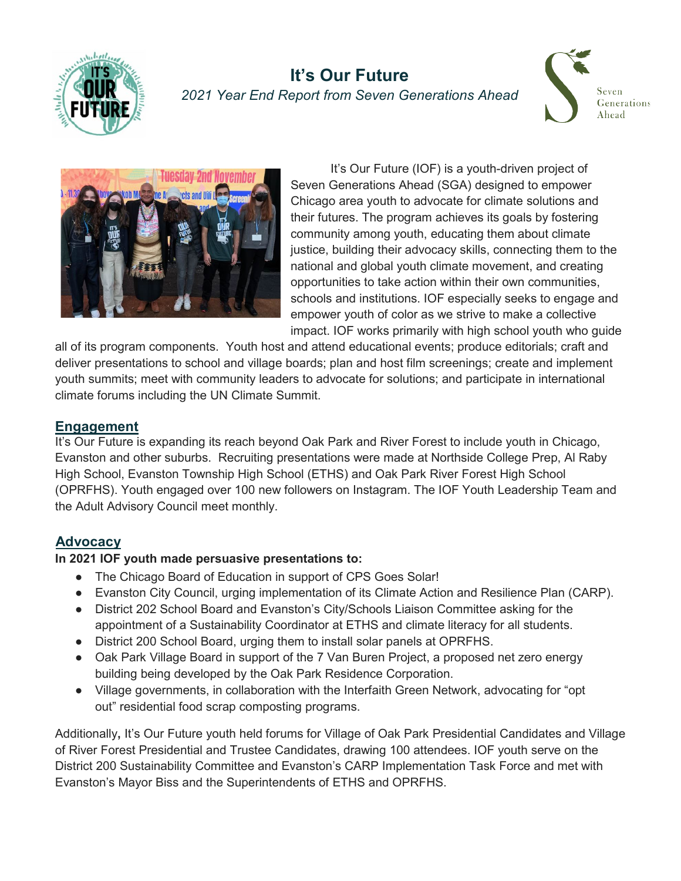# It's Our Future

*2021 Year End Report from Seven Generations Ahead*

It's Our Future (IOF) is a youth-driven project of Seven Generations Ahead (SGA) designed to empower Chicago area youth to advocate for climate solutions and their futures. The program achieves its goals by fostering community among youth, educating them about climate justice, building their advocacy skills, connecting them to the national and global youth climate movement, and creating opportunities to take action within their own communities, schools and institutions. IOF especially seeks to engage and empower youth of color as we strive to make a collective impact. IOF works primarily with high school youth who guide all of its program components. Youth host and attend educational events; produce editorials; craft and deliver presentations to school and village boards; plan and host film screenings; create and implement youth summits; meet with community leaders to advocate for solutions; and participate in international climate forums including the UN Climate Summit.

## Engagement

It's Our Future is expanding its reach beyond Oak Park and River Forest to include youth in Chicago, Evanston and other suburbs. Recruiting presentations were made at Northside College Prep, Al Raby High School, Evanston Township High School (ETHS) and Oak Park River Forest High School (OPRFHS). Youth engaged over 100 new followers on Instagram. The IOF Youth Leadership Team and the Adult Advisory Council meet monthly.

## Advocacy

**In 2021 IOF youth made persuasive presentations to:**

- The Chicago Board of Education in support of CPS Goes Solar!
- Evanston City Council, urging implementation of its Climate Action and Resilience Plan (CARP).
- District 202 School Board and Evanston's City/Schools Liaison Committee asking for the appointment of a Sustainability Coordinator at ETHS and climate literacy for all students.
- District 200 School Board, urging them to install solar panels at OPRFHS.
- Oak Park Village Board in support of the 7 Van Buren Project, a proposed net zero energy building being developed by the Oak Park Residence Corporation.
- Village governments, in collaboration with the Interfaith Green Network, advocating for "opt out" residential food scrap composting programs.

Additionally**,** It's Our Future youth held forums for Village of Oak Park Presidential Candidates and Village of River Forest Presidential and Trustee Candidates, drawing 100 attendees. IOF youth serve on the District 200 Sustainability Committee and Evanston's CARP Implementation Task Force and met with Evanston's Mayor Biss and the Superintendents of ETHS and OPRFHS.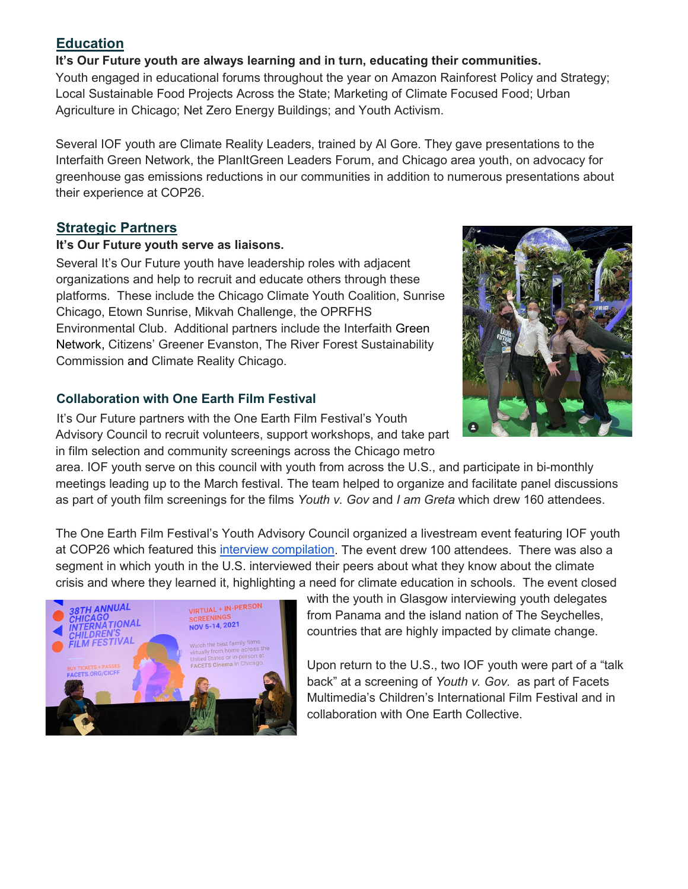## Education

**It's Our Future youth are always learning and in turn, educating their communities.**

Youth engaged in educational forums throughout the year on Amazon Rainforest Policy and Strategy; Local Sustainable Food Projects Across the State; Marketing of Climate Focused Food; Urban Agriculture in Chicago; Net Zero Energy Buildings; and Youth Activism.

Several IOF youth are Climate Reality Leaders, trained by Al Gore. They gave presentations to the Interfaith Green Network, the PlanItGreen Leaders Forum, and Chicago area youth, on advocacy for greenhouse gas emissions reductions in our communities in addition to numerous presentations about their experience at COP26.

## Strategic Partners

**It's Our Future youth serve as liaisons.**

Several It's Our Future youth have leadership roles with adjacent organizations and help to recruit and educate others through these platforms. These include the Chicago Climate Youth Coalition, Sunrise Chicago, Etown Sunrise, Mikvah Challenge, the OPRFHS Environmental Club. Additional partners include the Interfaith Green Network, Citizens' Greener Evanston, The River Forest Sustainability Commission and Climate Reality Chicago.

### Collaboration with One Earth Film Festival

It's Our Future partners with the One Earth Film Festival's Youth Advisory Council to recruit volunteers, support workshops, and take part in film selection and community screenings across the Chicago metro area. IOF youth serve on this council with youth from across the U.S., and participate in bi-monthly meetings leading up to the March festival. The team helped to organize and facilitate panel discussions as part of youth film screenings for the films *Youth v. Gov* and *I am Greta* which drew 160 attendees.

The One Earth Film Festival's Youth Advisory Council organized a livestream event featuring IOF youth at COP26 which featured this interview compilation. The event drew 100 attendees. There was also a segment in which youth in the U.S. interviewed their peers about what they know about the climate crisis and where they learned it, highlighting a need for climate education in schools. The event closed with the youth in Glasgow interviewing youth delegates from Panama and the island nation of The Seychelles, countries that are highly impacted by climate change.

Upon return to the U.S., two IOF youth were part of a "talk back" at a screening of *Youth v. Gov.* as part of Facets Multimedia's Children's International Film Festival and in collaboration with One Earth Collective.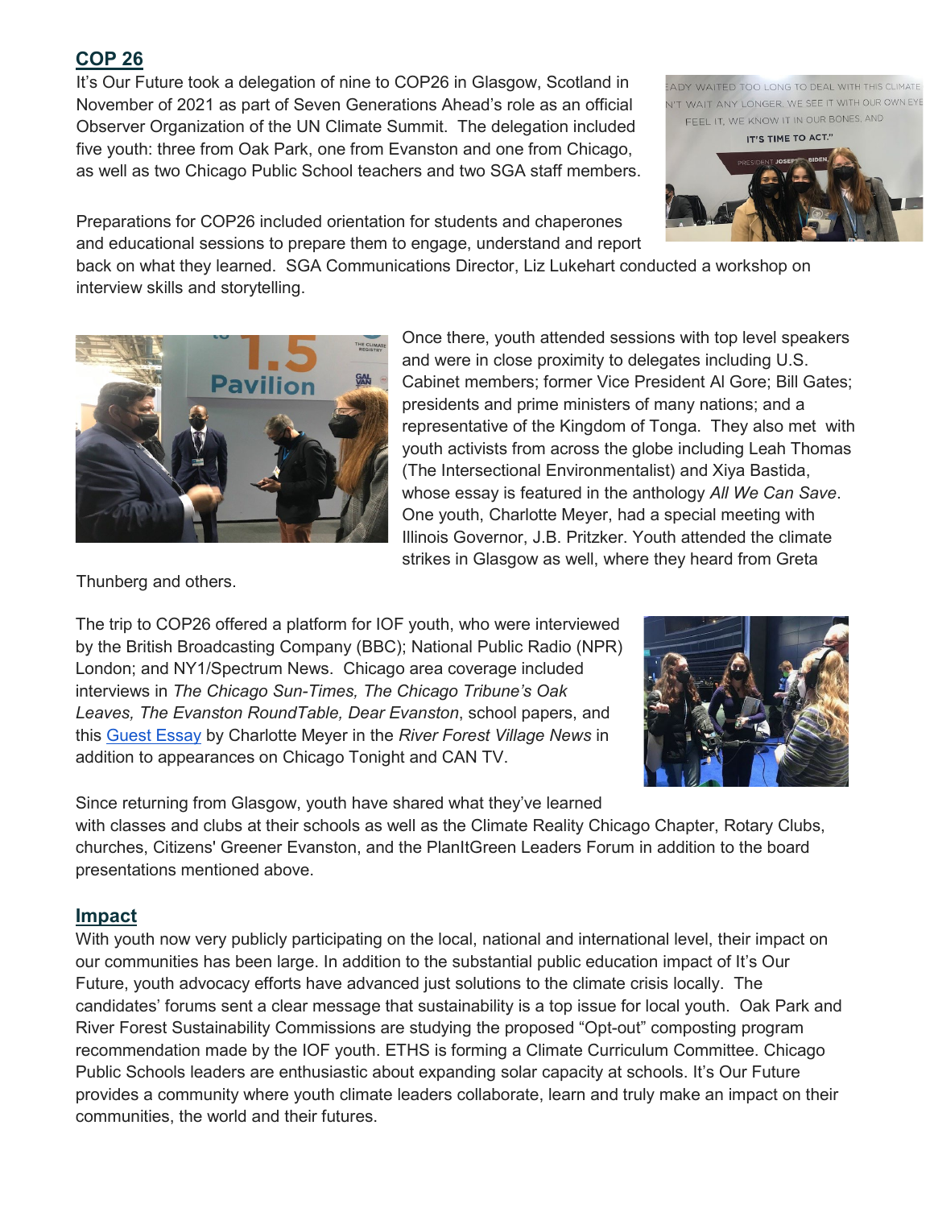## COP 26

It's Our Future took a delegation of nine to COP26 in Glasgow, Scotland in November of 2021 as part of Seven Generations Ahead's role as an official Observer Organization of the UN Climate Summit. The delegation included five youth: three from Oak Park, one from Evanston and one from Chicago, as well as two Chicago Public School teachers and two SGA staff members.

Preparations for COP26 included orientation for students and chaperones and educational sessions to prepare them to engage, understand and report back on what they learned. SGA Communications Director, Liz Lukehart conducted a workshop on interview skills and storytelling.

Once there, youth attended sessions with top level speakers and were in close proximity to delegates including U.S. Cabinet members; former Vice President Al Gore; Bill Gates; presidents and prime ministers of many nations; and a representative of the Kingdom of Tonga. They also met with youth activists from across the globe including Leah Thomas (The Intersectional Environmentalist) and Xiya Bastida, whose essay is featured in the anthology *All We Can Save*. One youth, Charlotte Meyer, had a special meeting with Illinois Governor, J.B. Pritzker. Youth attended the climate strikes in Glasgow as well, where they heard from Greta Thunberg and others.

The trip to COP26 offered a platform for IOF youth, who were interviewed by the British Broadcasting Company (BBC); National Public Radio (NPR) London; and NY1/Spectrum News. Chicago area coverage included interviews in *The Chicago Sun-Times, The Chicago Tribune's Oak Leaves, The Evanston RoundTable, Dear Evanston*, school papers, and this Guest Essay by Charlotte Meyer in the *River Forest Village News* in addition to appearances on Chicago Tonight and CAN TV.

Since returning from Glasgow, youth have shared what they've learned with classes and clubs at their schools as well as the Climate Reality Chicago Chapter, Rotary Clubs, churches, Citizens' Greener Evanston, and the PlanItGreen Leaders Forum in addition to the board presentations mentioned above.

## Impact

With youth now very publicly participating on the local, national and international level, their impact on our communities has been large. In addition to the substantial public education impact of It's Our Future, youth advocacy efforts have advanced just solutions to the climate crisis locally. The candidates' forums sent a clear message that sustainability is a top issue for local youth. Oak Park and River Forest Sustainability Commissions are studying the proposed "Opt-out" composting program recommendation made by the IOF youth. ETHS is forming a Climate Curriculum Committee. Chicago Public Schools leaders are enthusiastic about expanding solar capacity at schools. It's Our Future provides a community where youth climate leaders collaborate, learn and truly make an impact on their communities, the world and their futures.